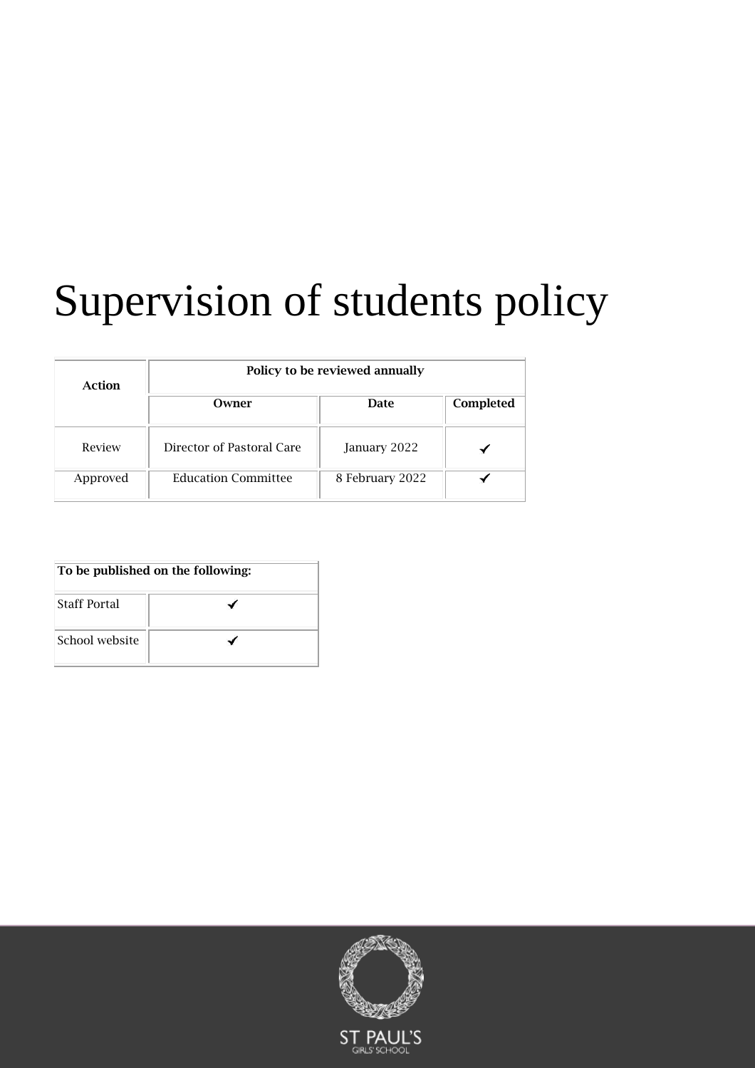# Supervision of students policy

| Action | Policy to be reviewed annually | | |
|---|---|---|---|
| | **Owner** | **Date** | **Completed** |
| Review | Director of Pastoral Care | January 2022 | ✓ |
| Approved | Education Committee | 8 February 2022 | ✓ |

| To be published on the following: | |
|---|---|
| Staff Portal | ✓ |
| School website | ✓ |

ST PAUL'S GIRLS' SCHOOL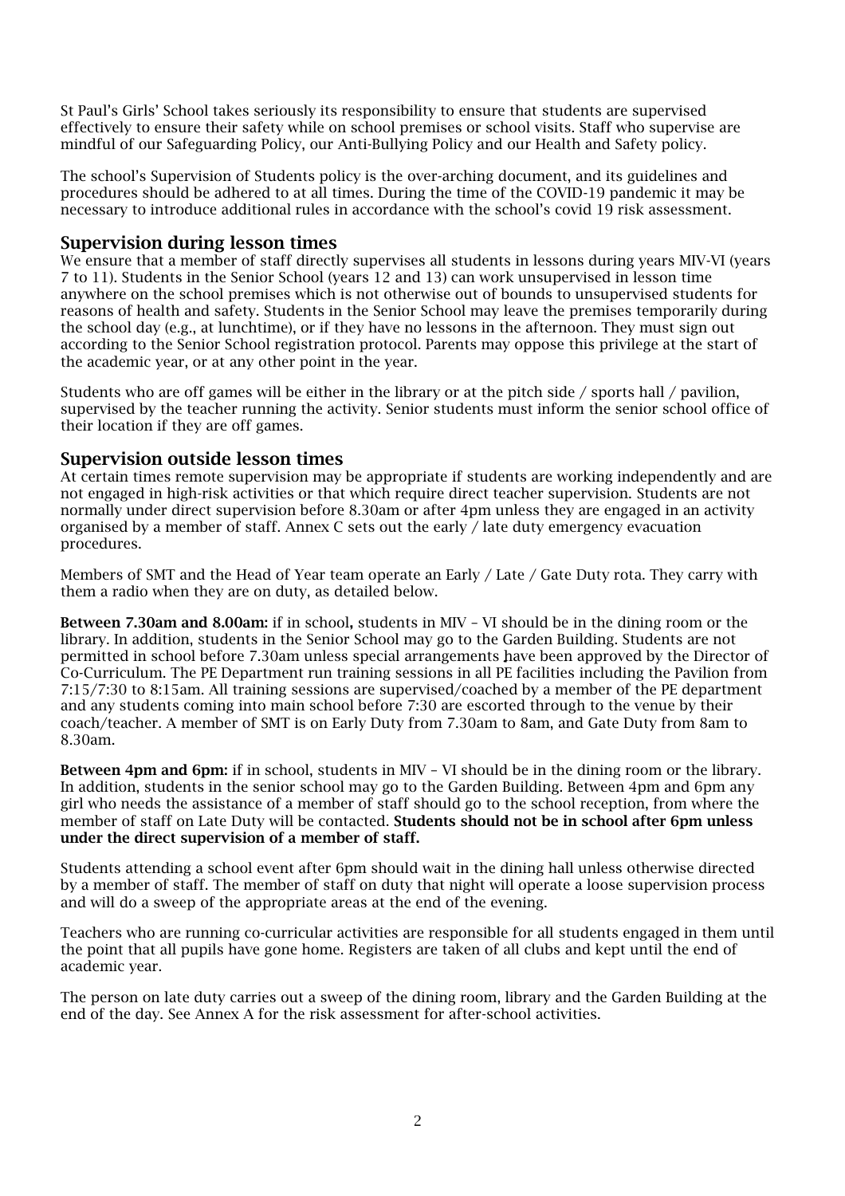St Paul's Girls' School takes seriously its responsibility to ensure that students are supervised effectively to ensure their safety while on school premises or school visits. Staff who supervise are mindful of our Safeguarding Policy, our Anti-Bullying Policy and our Health and Safety policy.

The school's Supervision of Students policy is the over-arching document, and its guidelines and procedures should be adhered to at all times. During the time of the COVID-19 pandemic it may be necessary to introduce additional rules in accordance with the school's covid 19 risk assessment.

## Supervision during lesson times

We ensure that a member of staff directly supervises all students in lessons during years MIV-VI (years 7 to 11). Students in the Senior School (years 12 and 13) can work unsupervised in lesson time anywhere on the school premises which is not otherwise out of bounds to unsupervised students for reasons of health and safety. Students in the Senior School may leave the premises temporarily during the school day (e.g., at lunchtime), or if they have no lessons in the afternoon. They must sign out according to the Senior School registration protocol. Parents may oppose this privilege at the start of the academic year, or at any other point in the year.

Students who are off games will be either in the library or at the pitch side / sports hall / pavilion, supervised by the teacher running the activity. Senior students must inform the senior school office of their location if they are off games.

## Supervision outside lesson times

At certain times remote supervision may be appropriate if students are working independently and are not engaged in high-risk activities or that which require direct teacher supervision. Students are not normally under direct supervision before 8.30am or after 4pm unless they are engaged in an activity organised by a member of staff. Annex C sets out the early / late duty emergency evacuation procedures.

Members of SMT and the Head of Year team operate an Early / Late / Gate Duty rota. They carry with them a radio when they are on duty, as detailed below.

**Between 7.30am and 8.00am:** if in school**,** students in MIV – VI should be in the dining room or the library. In addition, students in the Senior School may go to the Garden Building. Students are not permitted in school before 7.30am unless special arrangements have been approved by the Director of Co-Curriculum. The PE Department run training sessions in all PE facilities including the Pavilion from 7:15/7:30 to 8:15am. All training sessions are supervised/coached by a member of the PE department and any students coming into main school before 7:30 are escorted through to the venue by their coach/teacher. A member of SMT is on Early Duty from 7.30am to 8am, and Gate Duty from 8am to 8.30am.

**Between 4pm and 6pm:** if in school, students in MIV – VI should be in the dining room or the library. In addition, students in the senior school may go to the Garden Building. Between 4pm and 6pm any girl who needs the assistance of a member of staff should go to the school reception, from where the member of staff on Late Duty will be contacted. **Students should not be in school after 6pm unless under the direct supervision of a member of staff.**

Students attending a school event after 6pm should wait in the dining hall unless otherwise directed by a member of staff. The member of staff on duty that night will operate a loose supervision process and will do a sweep of the appropriate areas at the end of the evening.

Teachers who are running co-curricular activities are responsible for all students engaged in them until the point that all pupils have gone home. Registers are taken of all clubs and kept until the end of academic year.

The person on late duty carries out a sweep of the dining room, library and the Garden Building at the end of the day. See Annex A for the risk assessment for after-school activities.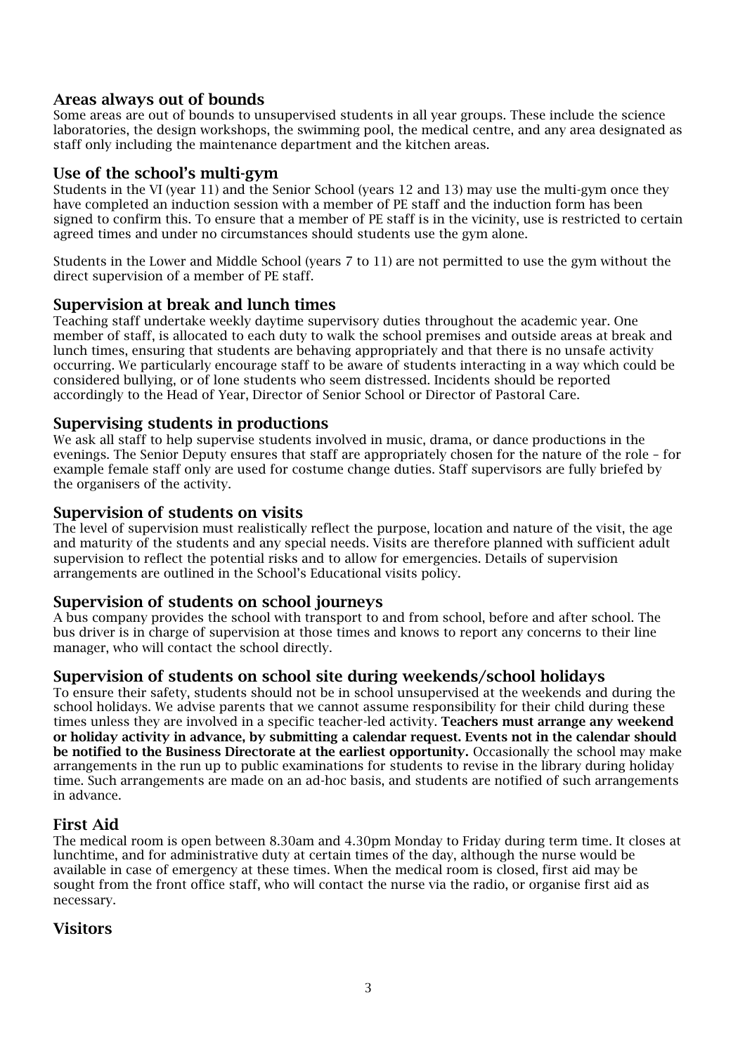## Areas always out of bounds

Some areas are out of bounds to unsupervised students in all year groups. These include the science laboratories, the design workshops, the swimming pool, the medical centre, and any area designated as staff only including the maintenance department and the kitchen areas.

## Use of the school's multi-gym

Students in the VI (year 11) and the Senior School (years 12 and 13) may use the multi-gym once they have completed an induction session with a member of PE staff and the induction form has been signed to confirm this. To ensure that a member of PE staff is in the vicinity, use is restricted to certain agreed times and under no circumstances should students use the gym alone.

Students in the Lower and Middle School (years 7 to 11) are not permitted to use the gym without the direct supervision of a member of PE staff.

## Supervision at break and lunch times

Teaching staff undertake weekly daytime supervisory duties throughout the academic year. One member of staff, is allocated to each duty to walk the school premises and outside areas at break and lunch times, ensuring that students are behaving appropriately and that there is no unsafe activity occurring. We particularly encourage staff to be aware of students interacting in a way which could be considered bullying, or of lone students who seem distressed. Incidents should be reported accordingly to the Head of Year, Director of Senior School or Director of Pastoral Care.

## Supervising students in productions

We ask all staff to help supervise students involved in music, drama, or dance productions in the evenings. The Senior Deputy ensures that staff are appropriately chosen for the nature of the role – for example female staff only are used for costume change duties. Staff supervisors are fully briefed by the organisers of the activity.

## Supervision of students on visits

The level of supervision must realistically reflect the purpose, location and nature of the visit, the age and maturity of the students and any special needs. Visits are therefore planned with sufficient adult supervision to reflect the potential risks and to allow for emergencies. Details of supervision arrangements are outlined in the School's Educational visits policy.

## Supervision of students on school journeys

A bus company provides the school with transport to and from school, before and after school. The bus driver is in charge of supervision at those times and knows to report any concerns to their line manager, who will contact the school directly.

## Supervision of students on school site during weekends/school holidays

To ensure their safety, students should not be in school unsupervised at the weekends and during the school holidays. We advise parents that we cannot assume responsibility for their child during these times unless they are involved in a specific teacher-led activity. **Teachers must arrange any weekend or holiday activity in advance, by submitting a calendar request. Events not in the calendar should be notified to the Business Directorate at the earliest opportunity.** Occasionally the school may make arrangements in the run up to public examinations for students to revise in the library during holiday time. Such arrangements are made on an ad-hoc basis, and students are notified of such arrangements in advance.

## First Aid

The medical room is open between 8.30am and 4.30pm Monday to Friday during term time. It closes at lunchtime, and for administrative duty at certain times of the day, although the nurse would be available in case of emergency at these times. When the medical room is closed, first aid may be sought from the front office staff, who will contact the nurse via the radio, or organise first aid as necessary.

## Visitors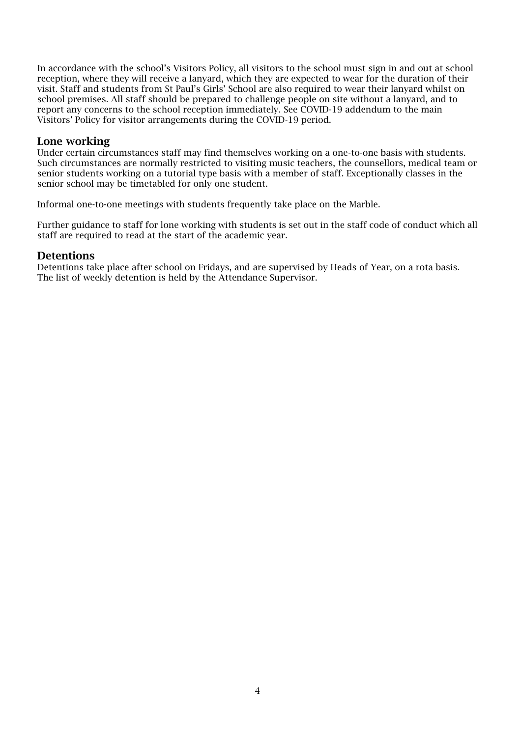In accordance with the school's Visitors Policy, all visitors to the school must sign in and out at school reception, where they will receive a lanyard, which they are expected to wear for the duration of their visit. Staff and students from St Paul's Girls' School are also required to wear their lanyard whilst on school premises. All staff should be prepared to challenge people on site without a lanyard, and to report any concerns to the school reception immediately. See COVID-19 addendum to the main Visitors' Policy for visitor arrangements during the COVID-19 period.

## Lone working

Under certain circumstances staff may find themselves working on a one-to-one basis with students. Such circumstances are normally restricted to visiting music teachers, the counsellors, medical team or senior students working on a tutorial type basis with a member of staff. Exceptionally classes in the senior school may be timetabled for only one student.

Informal one-to-one meetings with students frequently take place on the Marble.

Further guidance to staff for lone working with students is set out in the staff code of conduct which all staff are required to read at the start of the academic year.

## Detentions

Detentions take place after school on Fridays, and are supervised by Heads of Year, on a rota basis. The list of weekly detention is held by the Attendance Supervisor.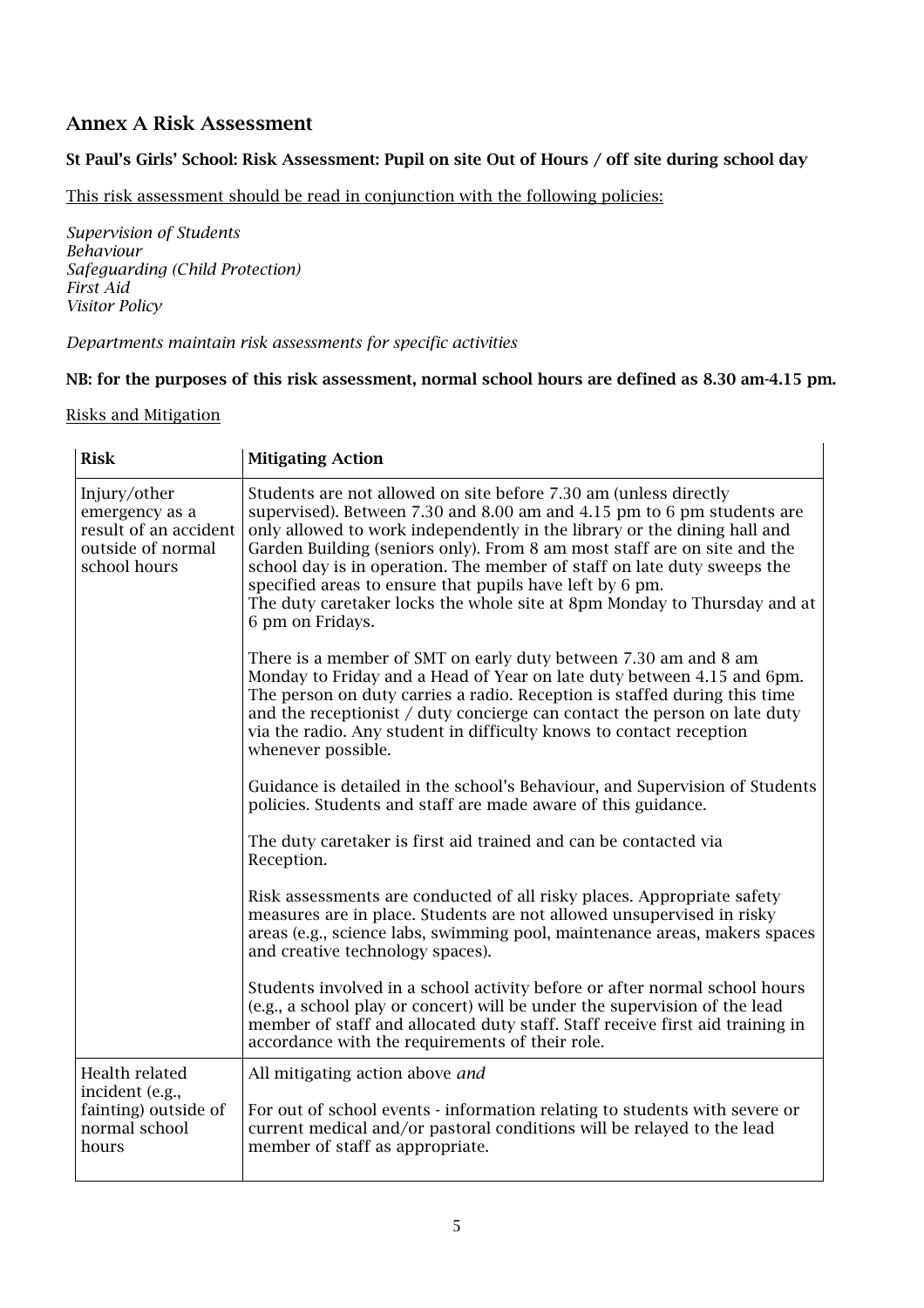## Annex A Risk Assessment

**St Paul's Girls' School: Risk Assessment: Pupil on site Out of Hours / off site during school day**

<u>This risk assessment should be read in conjunction with the following policies:</u>

*Supervision of Students*
*Behaviour*
*Safeguarding (Child Protection)*
*First Aid*
*Visitor Policy*

*Departments maintain risk assessments for specific activities*

**NB: for the purposes of this risk assessment, normal school hours are defined as 8.30 am-4.15 pm.**

<u>Risks and Mitigation</u>

| Risk | Mitigating Action |
|---|---|
| Injury/other emergency as a result of an accident outside of normal school hours | Students are not allowed on site before 7.30 am (unless directly supervised). Between 7.30 and 8.00 am and 4.15 pm to 6 pm students are only allowed to work independently in the library or the dining hall and Garden Building (seniors only). From 8 am most staff are on site and the school day is in operation. The member of staff on late duty sweeps the specified areas to ensure that pupils have left by 6 pm.<br>The duty caretaker locks the whole site at 8pm Monday to Thursday and at 6 pm on Fridays.<br><br>There is a member of SMT on early duty between 7.30 am and 8 am Monday to Friday and a Head of Year on late duty between 4.15 and 6pm. The person on duty carries a radio. Reception is staffed during this time and the receptionist / duty concierge can contact the person on late duty via the radio. Any student in difficulty knows to contact reception whenever possible.<br><br>Guidance is detailed in the school's Behaviour, and Supervision of Students policies. Students and staff are made aware of this guidance.<br><br>The duty caretaker is first aid trained and can be contacted via Reception.<br><br>Risk assessments are conducted of all risky places. Appropriate safety measures are in place. Students are not allowed unsupervised in risky areas (e.g., science labs, swimming pool, maintenance areas, makers spaces and creative technology spaces).<br><br>Students involved in a school activity before or after normal school hours (e.g., a school play or concert) will be under the supervision of the lead member of staff and allocated duty staff. Staff receive first aid training in accordance with the requirements of their role. |
| Health related incident (e.g., fainting) outside of normal school hours | All mitigating action above *and*<br><br>For out of school events - information relating to students with severe or current medical and/or pastoral conditions will be relayed to the lead member of staff as appropriate. |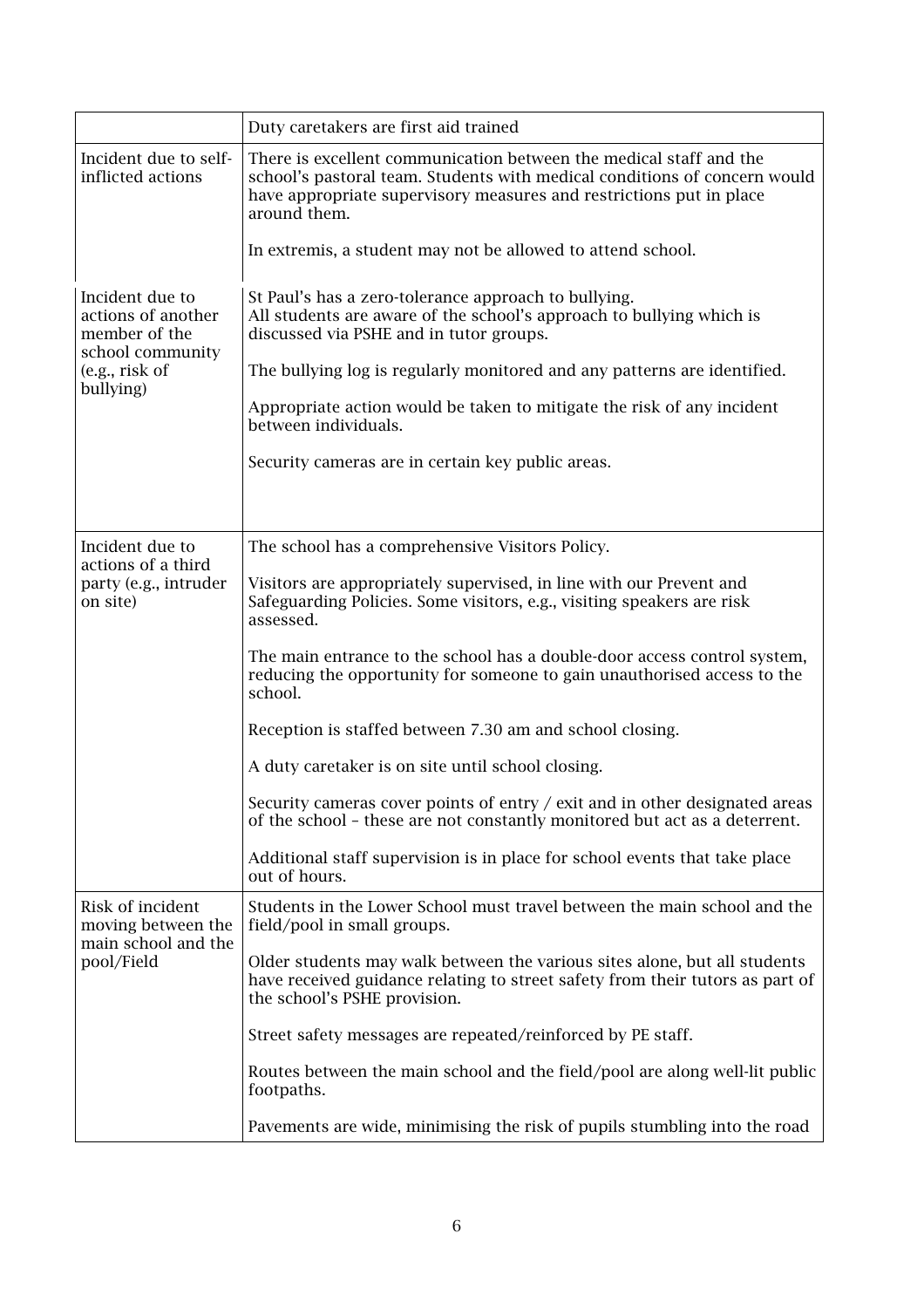| | |
|---|---|
| | Duty caretakers are first aid trained |
| Incident due to self-inflicted actions | There is excellent communication between the medical staff and the school's pastoral team. Students with medical conditions of concern would have appropriate supervisory measures and restrictions put in place around them.<br><br>In extremis, a student may not be allowed to attend school. |
| Incident due to actions of another member of the school community (e.g., risk of bullying) | St Paul's has a zero-tolerance approach to bullying.<br>All students are aware of the school's approach to bullying which is discussed via PSHE and in tutor groups.<br><br>The bullying log is regularly monitored and any patterns are identified.<br><br>Appropriate action would be taken to mitigate the risk of any incident between individuals.<br><br>Security cameras are in certain key public areas. |
| Incident due to actions of a third party (e.g., intruder on site) | The school has a comprehensive Visitors Policy.<br><br>Visitors are appropriately supervised, in line with our Prevent and Safeguarding Policies. Some visitors, e.g., visiting speakers are risk assessed.<br><br>The main entrance to the school has a double-door access control system, reducing the opportunity for someone to gain unauthorised access to the school.<br><br>Reception is staffed between 7.30 am and school closing.<br><br>A duty caretaker is on site until school closing.<br><br>Security cameras cover points of entry / exit and in other designated areas of the school – these are not constantly monitored but act as a deterrent.<br><br>Additional staff supervision is in place for school events that take place out of hours. |
| Risk of incident moving between the main school and the pool/Field | Students in the Lower School must travel between the main school and the field/pool in small groups.<br><br>Older students may walk between the various sites alone, but all students have received guidance relating to street safety from their tutors as part of the school's PSHE provision.<br><br>Street safety messages are repeated/reinforced by PE staff.<br><br>Routes between the main school and the field/pool are along well-lit public footpaths.<br><br>Pavements are wide, minimising the risk of pupils stumbling into the road |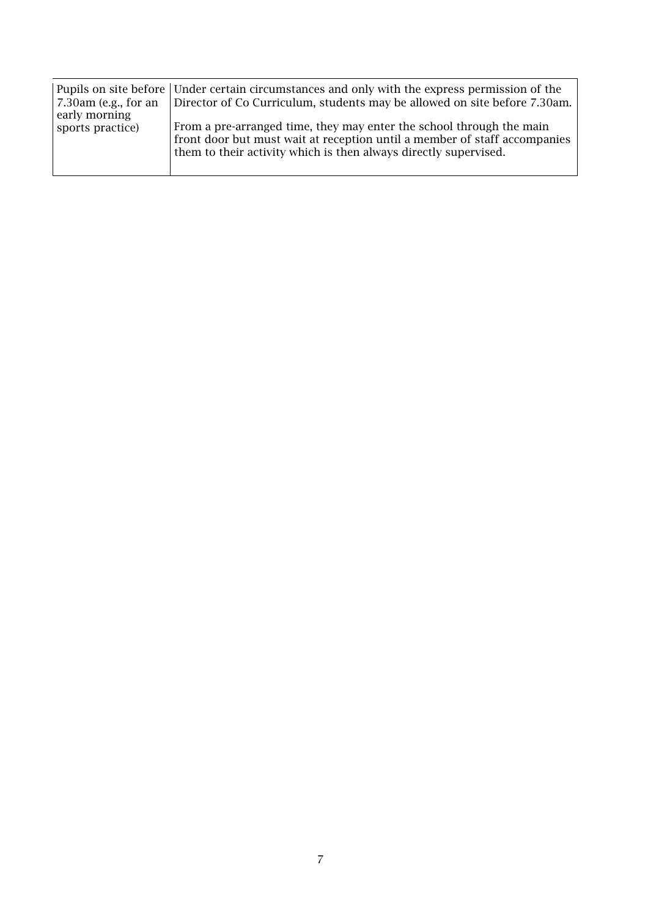| | |
|---|---|
| Pupils on site before 7.30am (e.g., for an early morning sports practice) | Under certain circumstances and only with the express permission of the Director of Co Curriculum, students may be allowed on site before 7.30am.<br><br>From a pre-arranged time, they may enter the school through the main front door but must wait at reception until a member of staff accompanies them to their activity which is then always directly supervised. |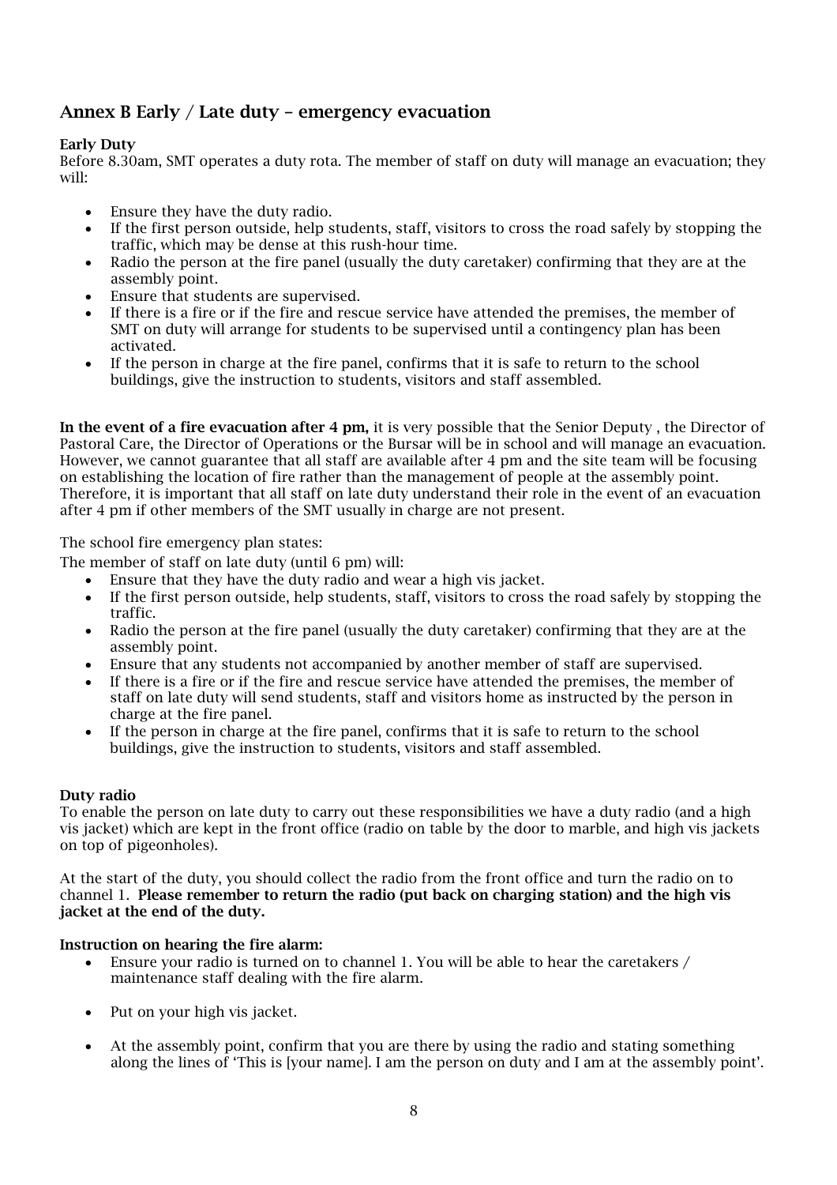## Annex B Early / Late duty – emergency evacuation

**Early Duty**

Before 8.30am, SMT operates a duty rota. The member of staff on duty will manage an evacuation; they will:

- Ensure they have the duty radio.
- If the first person outside, help students, staff, visitors to cross the road safely by stopping the traffic, which may be dense at this rush-hour time.
- Radio the person at the fire panel (usually the duty caretaker) confirming that they are at the assembly point.
- Ensure that students are supervised.
- If there is a fire or if the fire and rescue service have attended the premises, the member of SMT on duty will arrange for students to be supervised until a contingency plan has been activated.
- If the person in charge at the fire panel, confirms that it is safe to return to the school buildings, give the instruction to students, visitors and staff assembled.

**In the event of a fire evacuation after 4 pm,** it is very possible that the Senior Deputy , the Director of Pastoral Care, the Director of Operations or the Bursar will be in school and will manage an evacuation. However, we cannot guarantee that all staff are available after 4 pm and the site team will be focusing on establishing the location of fire rather than the management of people at the assembly point. Therefore, it is important that all staff on late duty understand their role in the event of an evacuation after 4 pm if other members of the SMT usually in charge are not present.

The school fire emergency plan states:

The member of staff on late duty (until 6 pm) will:

- Ensure that they have the duty radio and wear a high vis jacket.
- If the first person outside, help students, staff, visitors to cross the road safely by stopping the traffic.
- Radio the person at the fire panel (usually the duty caretaker) confirming that they are at the assembly point.
- Ensure that any students not accompanied by another member of staff are supervised.
- If there is a fire or if the fire and rescue service have attended the premises, the member of staff on late duty will send students, staff and visitors home as instructed by the person in charge at the fire panel.
- If the person in charge at the fire panel, confirms that it is safe to return to the school buildings, give the instruction to students, visitors and staff assembled.

**Duty radio**

To enable the person on late duty to carry out these responsibilities we have a duty radio (and a high vis jacket) which are kept in the front office (radio on table by the door to marble, and high vis jackets on top of pigeonholes).

At the start of the duty, you should collect the radio from the front office and turn the radio on to channel 1. **Please remember to return the radio (put back on charging station) and the high vis jacket at the end of the duty.**

**Instruction on hearing the fire alarm:**

- Ensure your radio is turned on to channel 1. You will be able to hear the caretakers / maintenance staff dealing with the fire alarm.
- Put on your high vis jacket.
- At the assembly point, confirm that you are there by using the radio and stating something along the lines of 'This is [your name]. I am the person on duty and I am at the assembly point'.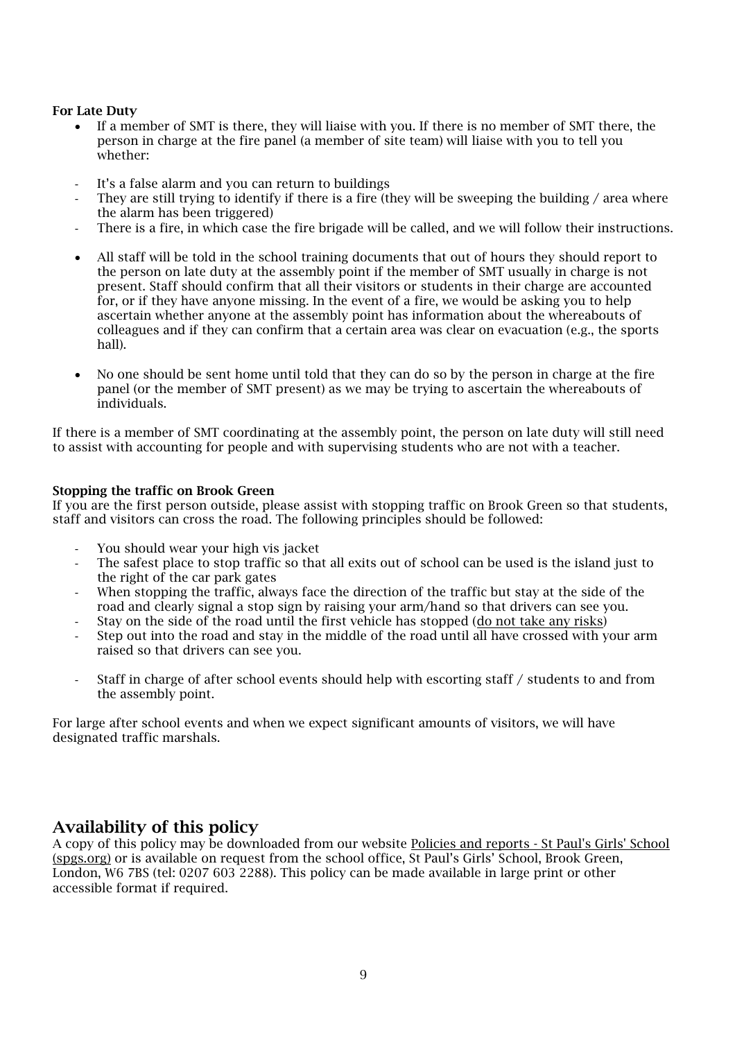**For Late Duty**

- If a member of SMT is there, they will liaise with you. If there is no member of SMT there, the person in charge at the fire panel (a member of site team) will liaise with you to tell you whether:

  - It's a false alarm and you can return to buildings
  - They are still trying to identify if there is a fire (they will be sweeping the building / area where the alarm has been triggered)
  - There is a fire, in which case the fire brigade will be called, and we will follow their instructions.

- All staff will be told in the school training documents that out of hours they should report to the person on late duty at the assembly point if the member of SMT usually in charge is not present. Staff should confirm that all their visitors or students in their charge are accounted for, or if they have anyone missing. In the event of a fire, we would be asking you to help ascertain whether anyone at the assembly point has information about the whereabouts of colleagues and if they can confirm that a certain area was clear on evacuation (e.g., the sports hall).

- No one should be sent home until told that they can do so by the person in charge at the fire panel (or the member of SMT present) as we may be trying to ascertain the whereabouts of individuals.

If there is a member of SMT coordinating at the assembly point, the person on late duty will still need to assist with accounting for people and with supervising students who are not with a teacher.

**Stopping the traffic on Brook Green**

If you are the first person outside, please assist with stopping traffic on Brook Green so that students, staff and visitors can cross the road. The following principles should be followed:

- You should wear your high vis jacket
- The safest place to stop traffic so that all exits out of school can be used is the island just to the right of the car park gates
- When stopping the traffic, always face the direction of the traffic but stay at the side of the road and clearly signal a stop sign by raising your arm/hand so that drivers can see you.
- Stay on the side of the road until the first vehicle has stopped (do not take any risks)
- Step out into the road and stay in the middle of the road until all have crossed with your arm raised so that drivers can see you.

- Staff in charge of after school events should help with escorting staff / students to and from the assembly point.

For large after school events and when we expect significant amounts of visitors, we will have designated traffic marshals.

## Availability of this policy

A copy of this policy may be downloaded from our website Policies and reports - St Paul's Girls' School (spgs.org) or is available on request from the school office, St Paul's Girls' School, Brook Green, London, W6 7BS (tel: 0207 603 2288). This policy can be made available in large print or other accessible format if required.